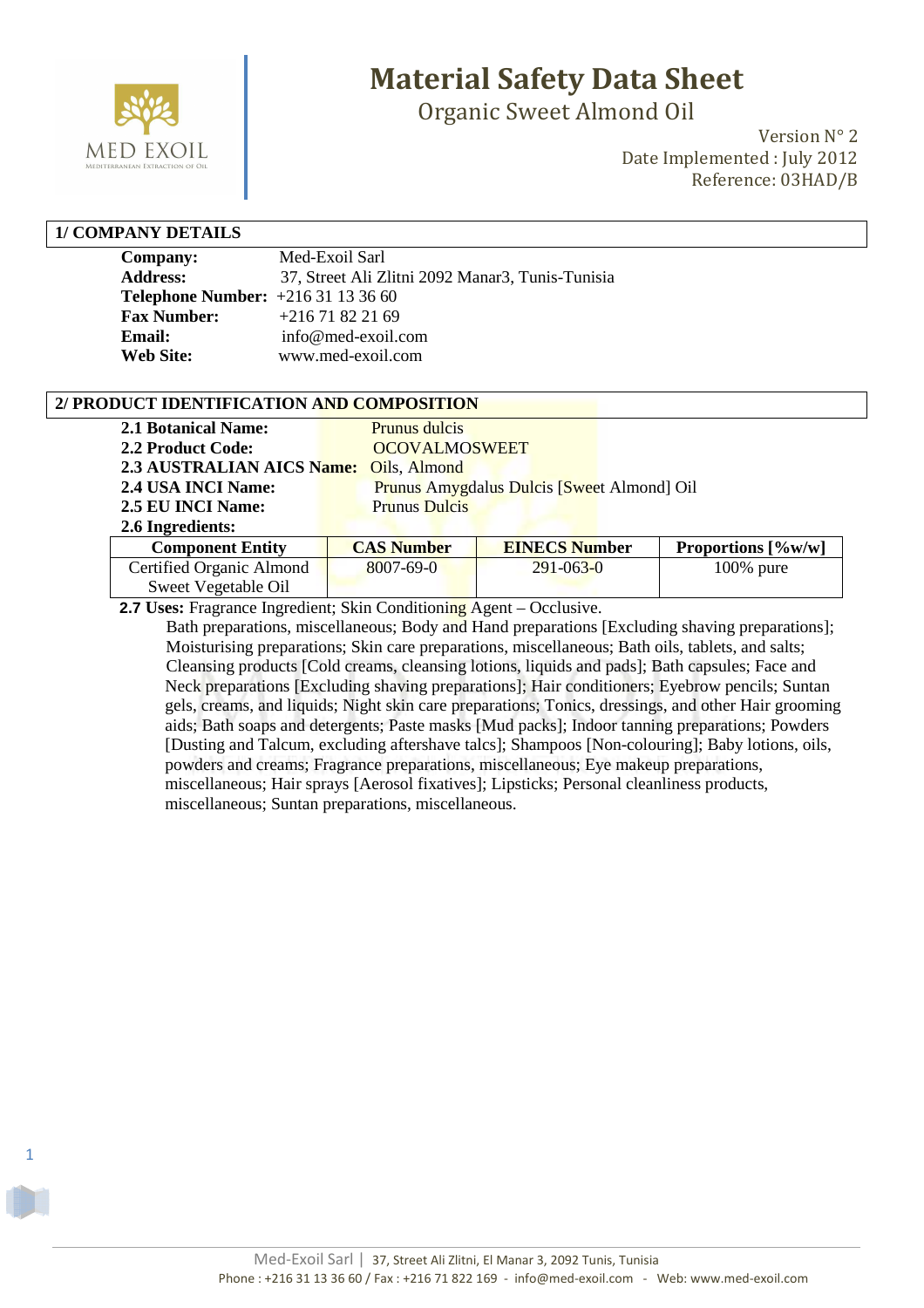# Material Safety Data Sheet

## Organic Sweet Almond Oil

Version N° 2
Date Implemented : July 2012
Reference: 03HAD/B

## 1/ COMPANY DETAILS

**Company:** Med-Exoil Sarl
**Address:** 37, Street Ali Zlitni 2092 Manar3, Tunis-Tunisia
**Telephone Number:** +216 31 13 36 60
**Fax Number:** +216 71 82 21 69
**Email:** info@med-exoil.com
**Web Site:** www.med-exoil.com

## 2/ PRODUCT IDENTIFICATION AND COMPOSITION

**2.1 Botanical Name:** Prunus dulcis
**2.2 Product Code:** OCOVALMOSWEET
**2.3 AUSTRALIAN AICS Name:** Oils, Almond
**2.4 USA INCI Name:** Prunus Amygdalus Dulcis [Sweet Almond] Oil
**2.5 EU INCI Name:** Prunus Dulcis
**2.6 Ingredients:**

| Component Entity | CAS Number | EINECS Number | Proportions [%w/w] |
|---|---|---|---|
| Certified Organic Almond Sweet Vegetable Oil | 8007-69-0 | 291-063-0 | 100% pure |

**2.7 Uses:** Fragrance Ingredient; Skin Conditioning Agent – Occlusive.

Bath preparations, miscellaneous; Body and Hand preparations [Excluding shaving preparations]; Moisturising preparations; Skin care preparations, miscellaneous; Bath oils, tablets, and salts; Cleansing products [Cold creams, cleansing lotions, liquids and pads]; Bath capsules; Face and Neck preparations [Excluding shaving preparations]; Hair conditioners; Eyebrow pencils; Suntan gels, creams, and liquids; Night skin care preparations; Tonics, dressings, and other Hair grooming aids; Bath soaps and detergents; Paste masks [Mud packs]; Indoor tanning preparations; Powders [Dusting and Talcum, excluding aftershave talcs]; Shampoos [Non-colouring]; Baby lotions, oils, powders and creams; Fragrance preparations, miscellaneous; Eye makeup preparations, miscellaneous; Hair sprays [Aerosol fixatives]; Lipsticks; Personal cleanliness products, miscellaneous; Suntan preparations, miscellaneous.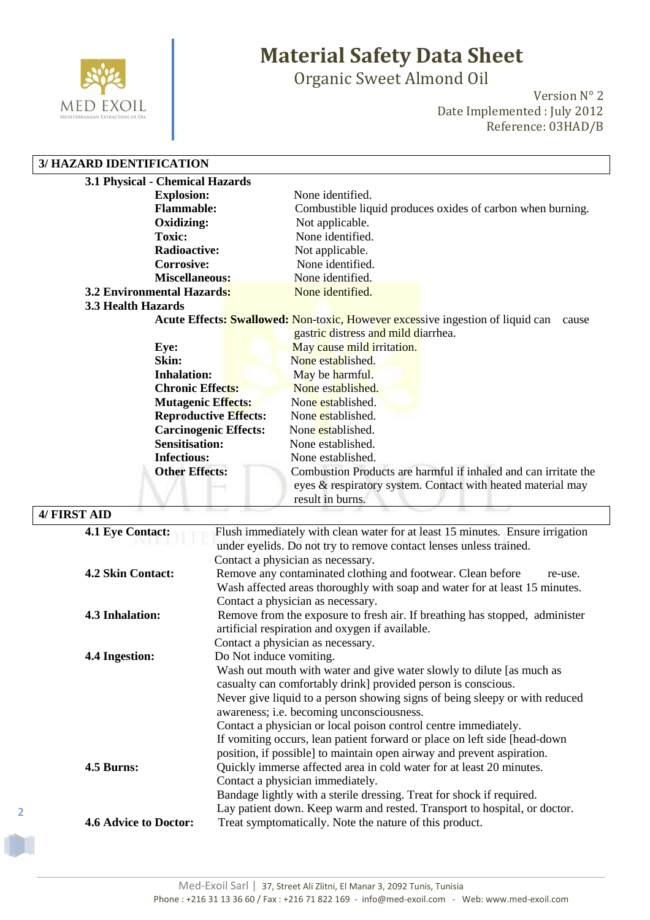## 3/ HAZARD IDENTIFICATION

### 3.1 Physical - Chemical Hazards

| | |
|---|---|
| **Explosion:** | None identified. |
| **Flammable:** | Combustible liquid produces oxides of carbon when burning. |
| **Oxidizing:** | Not applicable. |
| **Toxic:** | None identified. |
| **Radioactive:** | Not applicable. |
| **Corrosive:** | None identified. |
| **Miscellaneous:** | None identified. |

### 3.2 Environmental Hazards: 
None identified.

### 3.3 Health Hazards

| | |
|---|---|
| **Acute Effects: Swallowed:** | Non-toxic, However excessive ingestion of liquid can cause gastric distress and mild diarrhea. |
| **Eye:** | May cause mild irritation. |
| **Skin:** | None established. |
| **Inhalation:** | May be harmful. |
| **Chronic Effects:** | None established. |
| **Mutagenic Effects:** | None established. |
| **Reproductive Effects:** | None established. |
| **Carcinogenic Effects:** | None established. |
| **Sensitisation:** | None established. |
| **Infectious:** | None established. |
| **Other Effects:** | Combustion Products are harmful if inhaled and can irritate the eyes & respiratory system. Contact with heated material may result in burns. |

## 4/ FIRST AID

**4.1 Eye Contact:** Flush immediately with clean water for at least 15 minutes. Ensure irrigation under eyelids. Do not try to remove contact lenses unless trained.
Contact a physician as necessary.

**4.2 Skin Contact:** Remove any contaminated clothing and footwear. Clean before re-use.
Wash affected areas thoroughly with soap and water for at least 15 minutes.
Contact a physician as necessary.

**4.3 Inhalation:** Remove from the exposure to fresh air. If breathing has stopped, administer artificial respiration and oxygen if available.
Contact a physician as necessary.

**4.4 Ingestion:** Do Not induce vomiting.
Wash out mouth with water and give water slowly to dilute [as much as casualty can comfortably drink] provided person is conscious.
Never give liquid to a person showing signs of being sleepy or with reduced awareness; i.e. becoming unconsciousness.
Contact a physician or local poison control centre immediately.
If vomiting occurs, lean patient forward or place on left side [head-down position, if possible] to maintain open airway and prevent aspiration.

**4.5 Burns:** Quickly immerse affected area in cold water for at least 20 minutes.
Contact a physician immediately.
Bandage lightly with a sterile dressing. Treat for shock if required.
Lay patient down. Keep warm and rested. Transport to hospital, or doctor.

**4.6 Advice to Doctor:** Treat symptomatically. Note the nature of this product.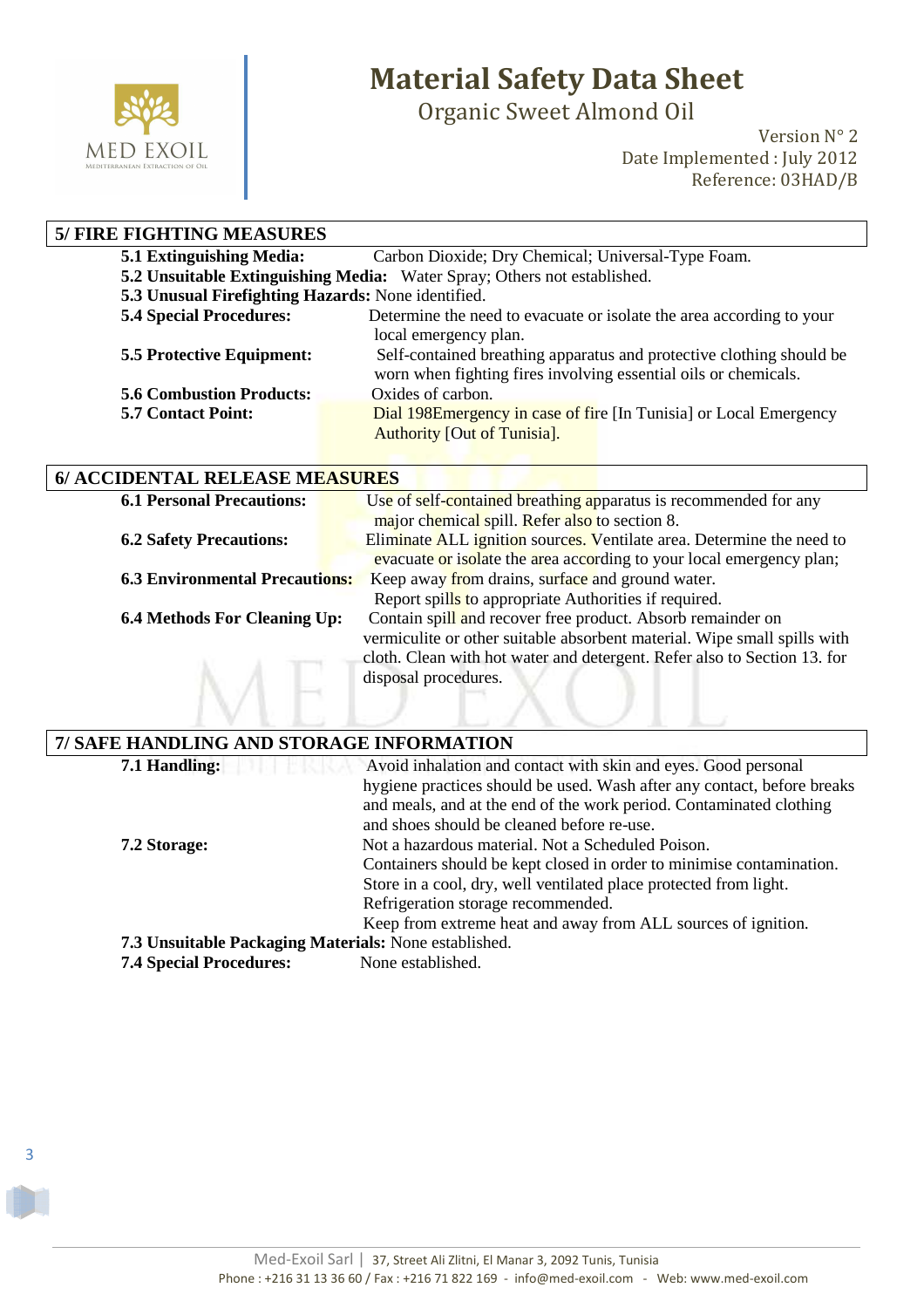# Material Safety Data Sheet

Organic Sweet Almond Oil

Version N° 2
Date Implemented : July 2012
Reference: 03HAD/B

## 5/ FIRE FIGHTING MEASURES

**5.1 Extinguishing Media:** Carbon Dioxide; Dry Chemical; Universal-Type Foam.

**5.2 Unsuitable Extinguishing Media:** Water Spray; Others not established.

**5.3 Unusual Firefighting Hazards:** None identified.

**5.4 Special Procedures:** Determine the need to evacuate or isolate the area according to your local emergency plan.

**5.5 Protective Equipment:** Self-contained breathing apparatus and protective clothing should be worn when fighting fires involving essential oils or chemicals.

**5.6 Combustion Products:** Oxides of carbon.

**5.7 Contact Point:** Dial 198Emergency in case of fire [In Tunisia] or Local Emergency Authority [Out of Tunisia].

## 6/ ACCIDENTAL RELEASE MEASURES

**6.1 Personal Precautions:** Use of self-contained breathing apparatus is recommended for any major chemical spill. Refer also to section 8.

**6.2 Safety Precautions:** Eliminate ALL ignition sources. Ventilate area. Determine the need to evacuate or isolate the area according to your local emergency plan;

**6.3 Environmental Precautions:** Keep away from drains, surface and ground water. Report spills to appropriate Authorities if required.

**6.4 Methods For Cleaning Up:** Contain spill and recover free product. Absorb remainder on vermiculite or other suitable absorbent material. Wipe small spills with cloth. Clean with hot water and detergent. Refer also to Section 13. for disposal procedures.

## 7/ SAFE HANDLING AND STORAGE INFORMATION

**7.1 Handling:** Avoid inhalation and contact with skin and eyes. Good personal hygiene practices should be used. Wash after any contact, before breaks and meals, and at the end of the work period. Contaminated clothing and shoes should be cleaned before re-use.

**7.2 Storage:** Not a hazardous material. Not a Scheduled Poison.
Containers should be kept closed in order to minimise contamination.
Store in a cool, dry, well ventilated place protected from light.
Refrigeration storage recommended.
Keep from extreme heat and away from ALL sources of ignition.

**7.3 Unsuitable Packaging Materials:** None established.

**7.4 Special Procedures:** None established.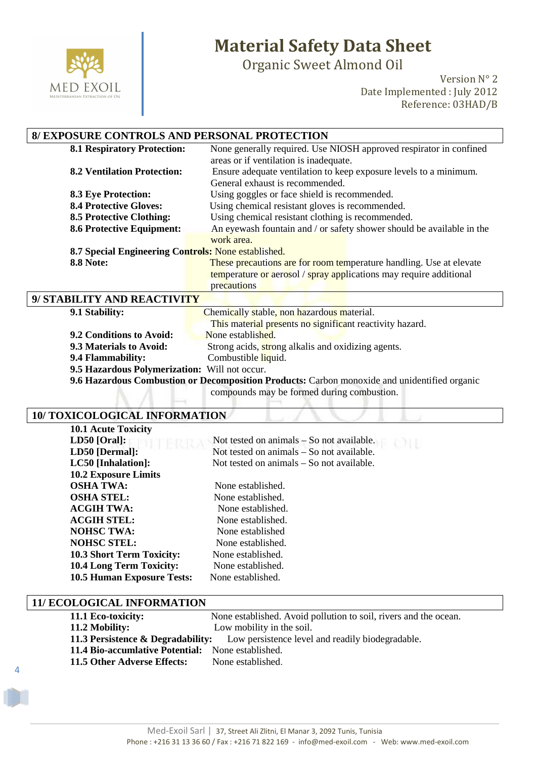## 8/ EXPOSURE CONTROLS AND PERSONAL PROTECTION

**8.1 Respiratory Protection:** None generally required. Use NIOSH approved respirator in confined areas or if ventilation is inadequate.

**8.2 Ventilation Protection:** Ensure adequate ventilation to keep exposure levels to a minimum. General exhaust is recommended.

**8.3 Eye Protection:** Using goggles or face shield is recommended.

**8.4 Protective Gloves:** Using chemical resistant gloves is recommended.

**8.5 Protective Clothing:** Using chemical resistant clothing is recommended.

**8.6 Protective Equipment:** An eyewash fountain and / or safety shower should be available in the work area.

**8.7 Special Engineering Controls:** None established.

**8.8 Note:** These precautions are for room temperature handling. Use at elevate temperature or aerosol / spray applications may require additional precautions

## 9/ STABILITY AND REACTIVITY

**9.1 Stability:** Chemically stable, non hazardous material. This material presents no significant reactivity hazard.

**9.2 Conditions to Avoid:** None established.

**9.3 Materials to Avoid:** Strong acids, strong alkalis and oxidizing agents.

**9.4 Flammability:** Combustible liquid.

**9.5 Hazardous Polymerization:** Will not occur.

**9.6 Hazardous Combustion or Decomposition Products:** Carbon monoxide and unidentified organic compounds may be formed during combustion.

## 10/ TOXICOLOGICAL INFORMATION

**10.1 Acute Toxicity**

**LD50 [Oral]:** Not tested on animals – So not available.

**LD50 [Dermal]:** Not tested on animals – So not available.

**LC50 [Inhalation]:** Not tested on animals – So not available.

**10.2 Exposure Limits**

**OSHA TWA:** None established.

**OSHA STEL:** None established.

**ACGIH TWA:** None established.

**ACGIH STEL:** None established.

**NOHSC TWA:** None established

**NOHSC STEL:** None established.

**10.3 Short Term Toxicity:** None established.

**10.4 Long Term Toxicity:** None established.

**10.5 Human Exposure Tests:** None established.

## 11/ ECOLOGICAL INFORMATION

**11.1 Eco-toxicity:** None established. Avoid pollution to soil, rivers and the ocean.

**11.2 Mobility:** Low mobility in the soil.

**11.3 Persistence & Degradability:** Low persistence level and readily biodegradable.

**11.4 Bio-accumlative Potential:** None established.

**11.5 Other Adverse Effects:** None established.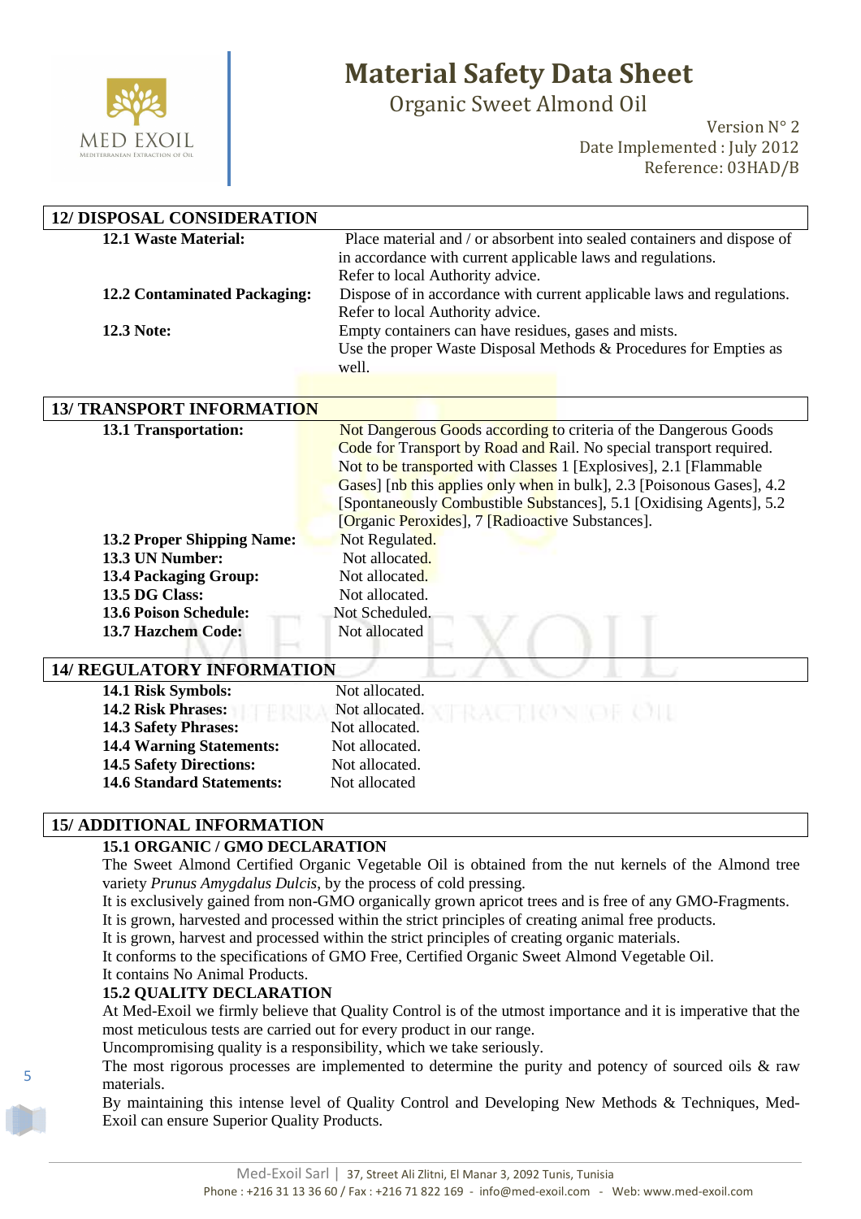## 12/ DISPOSAL CONSIDERATION

**12.1 Waste Material:** Place material and / or absorbent into sealed containers and dispose of in accordance with current applicable laws and regulations. Refer to local Authority advice.

**12.2 Contaminated Packaging:** Dispose of in accordance with current applicable laws and regulations. Refer to local Authority advice.

**12.3 Note:** Empty containers can have residues, gases and mists. Use the proper Waste Disposal Methods & Procedures for Empties as well.

## 13/ TRANSPORT INFORMATION

**13.1 Transportation:** Not Dangerous Goods according to criteria of the Dangerous Goods Code for Transport by Road and Rail. No special transport required. Not to be transported with Classes 1 [Explosives], 2.1 [Flammable Gases] [nb this applies only when in bulk], 2.3 [Poisonous Gases], 4.2 [Spontaneously Combustible Substances], 5.1 [Oxidising Agents], 5.2 [Organic Peroxides], 7 [Radioactive Substances].

**13.2 Proper Shipping Name:** Not Regulated.

**13.3 UN Number:** Not allocated.

**13.4 Packaging Group:** Not allocated.

**13.5 DG Class:** Not allocated.

**13.6 Poison Schedule:** Not Scheduled.

**13.7 Hazchem Code:** Not allocated

## 14/ REGULATORY INFORMATION

**14.1 Risk Symbols:** Not allocated.

**14.2 Risk Phrases:** Not allocated.

**14.3 Safety Phrases:** Not allocated.

**14.4 Warning Statements:** Not allocated.

**14.5 Safety Directions:** Not allocated.

**14.6 Standard Statements:** Not allocated

## 15/ ADDITIONAL INFORMATION

### 15.1 ORGANIC / GMO DECLARATION

The Sweet Almond Certified Organic Vegetable Oil is obtained from the nut kernels of the Almond tree variety *Prunus Amygdalus Dulcis*, by the process of cold pressing.

It is exclusively gained from non-GMO organically grown apricot trees and is free of any GMO-Fragments.

It is grown, harvested and processed within the strict principles of creating animal free products.

It is grown, harvest and processed within the strict principles of creating organic materials.

It conforms to the specifications of GMO Free, Certified Organic Sweet Almond Vegetable Oil.

It contains No Animal Products.

### 15.2 QUALITY DECLARATION

At Med-Exoil we firmly believe that Quality Control is of the utmost importance and it is imperative that the most meticulous tests are carried out for every product in our range.

Uncompromising quality is a responsibility, which we take seriously.

The most rigorous processes are implemented to determine the purity and potency of sourced oils & raw materials.

By maintaining this intense level of Quality Control and Developing New Methods & Techniques, Med-Exoil can ensure Superior Quality Products.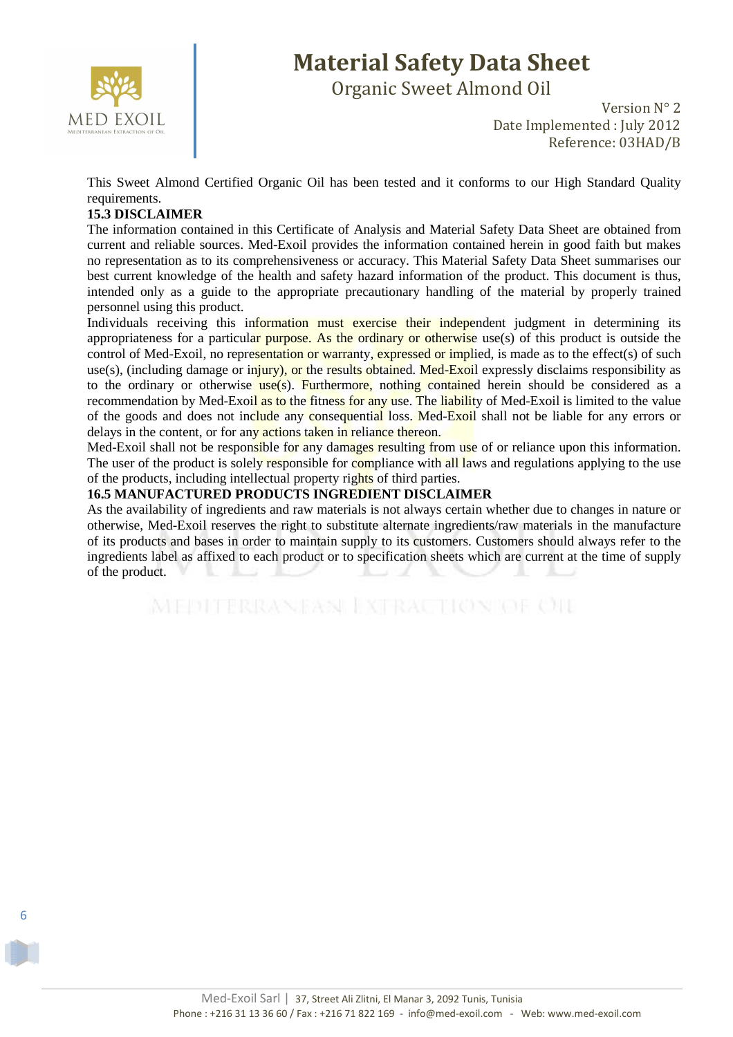This Sweet Almond Certified Organic Oil has been tested and it conforms to our High Standard Quality requirements.

**15.3 DISCLAIMER**

The information contained in this Certificate of Analysis and Material Safety Data Sheet are obtained from current and reliable sources. Med-Exoil provides the information contained herein in good faith but makes no representation as to its comprehensiveness or accuracy. This Material Safety Data Sheet summarises our best current knowledge of the health and safety hazard information of the product. This document is thus, intended only as a guide to the appropriate precautionary handling of the material by properly trained personnel using this product.

Individuals receiving this information must exercise their independent judgment in determining its appropriateness for a particular purpose. As the ordinary or otherwise use(s) of this product is outside the control of Med-Exoil, no representation or warranty, expressed or implied, is made as to the effect(s) of such use(s), (including damage or injury), or the results obtained. Med-Exoil expressly disclaims responsibility as to the ordinary or otherwise use(s). Furthermore, nothing contained herein should be considered as a recommendation by Med-Exoil as to the fitness for any use. The liability of Med-Exoil is limited to the value of the goods and does not include any consequential loss. Med-Exoil shall not be liable for any errors or delays in the content, or for any actions taken in reliance thereon.

Med-Exoil shall not be responsible for any damages resulting from use of or reliance upon this information. The user of the product is solely responsible for compliance with all laws and regulations applying to the use of the products, including intellectual property rights of third parties.

**16.5 MANUFACTURED PRODUCTS INGREDIENT DISCLAIMER**

As the availability of ingredients and raw materials is not always certain whether due to changes in nature or otherwise, Med-Exoil reserves the right to substitute alternate ingredients/raw materials in the manufacture of its products and bases in order to maintain supply to its customers. Customers should always refer to the ingredients label as affixed to each product or to specification sheets which are current at the time of supply of the product.